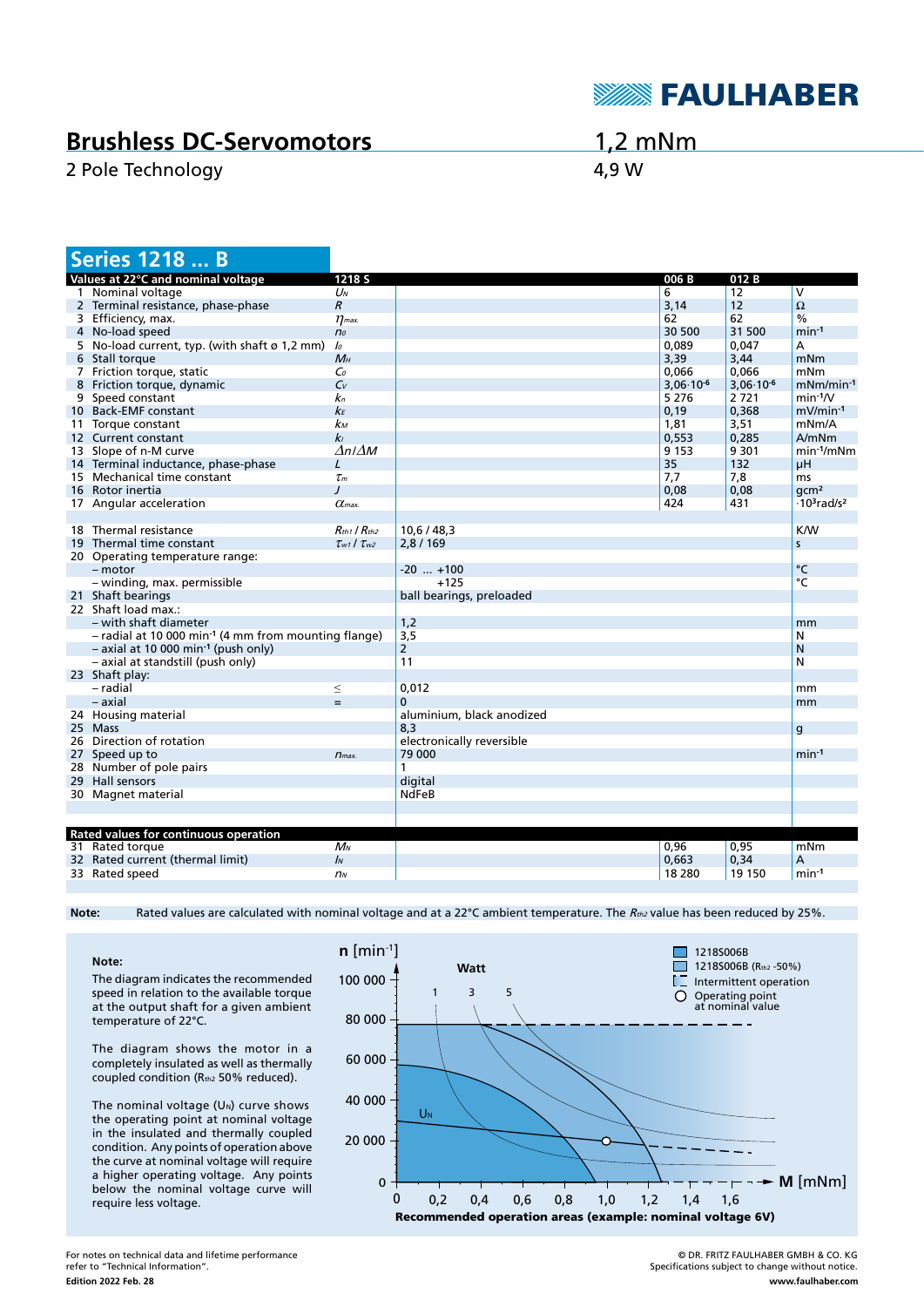# Brushless DC-Servomotors

2 Pole Technology

1,2 mNm

4,9 W

## Series 1218 ... B

| Values at 22°C and nominal voltage | 1218 S | | 006 B | 012 B | |
|---|---|---|---|---|---|
| 1 Nominal voltage | $U_N$ | | 6 | 12 | V |
| 2 Terminal resistance, phase-phase | $R$ | | 3,14 | 12 | Ω |
| 3 Efficiency, max. | $\eta_{max.}$ | | 62 | 62 | % |
| 4 No-load speed | $n_0$ | | 30 500 | 31 500 | $min^{-1}$ |
| 5 No-load current, typ. (with shaft ø 1,2 mm) | $I_0$ | | 0,089 | 0,047 | A |
| 6 Stall torque | $M_H$ | | 3,39 | 3,44 | mNm |
| 7 Friction torque, static | $C_0$ | | 0,066 | 0,066 | mNm |
| 8 Friction torque, dynamic | $C_v$ | | $3{,}06 \cdot 10^{-6}$ | $3{,}06 \cdot 10^{-6}$ | $mNm/min^{-1}$ |
| 9 Speed constant | $k_n$ | | 5 276 | 2 721 | $min^{-1}/V$ |
| 10 Back-EMF constant | $k_E$ | | 0,19 | 0,368 | $mV/min^{-1}$ |
| 11 Torque constant | $k_M$ | | 1,81 | 3,51 | mNm/A |
| 12 Current constant | $k_I$ | | 0,553 | 0,285 | A/mNm |
| 13 Slope of n-M curve | $\Delta n/\Delta M$ | | 9 153 | 9 301 | $min^{-1}/mNm$ |
| 14 Terminal inductance, phase-phase | $L$ | | 35 | 132 | µH |
| 15 Mechanical time constant | $\tau_m$ | | 7,7 | 7,8 | ms |
| 16 Rotor inertia | $J$ | | 0,08 | 0,08 | $gcm^2$ |
| 17 Angular acceleration | $\alpha_{max.}$ | | 424 | 431 | $\cdot 10^3 rad/s^2$ |
| | | | | | |
| 18 Thermal resistance | $R_{th1}$ / $R_{th2}$ | 10,6 / 48,3 | | | K/W |
| 19 Thermal time constant | $\tau_{w1}$ / $\tau_{w2}$ | 2,8 / 169 | | | s |
| 20 Operating temperature range: | | | | | |
| – motor | | -20 ... +100 | | | °C |
| – winding, max. permissible | | +125 | | | °C |
| 21 Shaft bearings | | ball bearings, preloaded | | | |
| 22 Shaft load max.: | | | | | |
| – with shaft diameter | | 1,2 | | | mm |
| – radial at 10 000 $min^{-1}$ (4 mm from mounting flange) | | 3,5 | | | N |
| – axial at 10 000 $min^{-1}$ (push only) | | 2 | | | N |
| – axial at standstill (push only) | | 11 | | | N |
| 23 Shaft play: | | | | | |
| – radial | ≤ | 0,012 | | | mm |
| – axial | = | 0 | | | mm |
| 24 Housing material | | aluminium, black anodized | | | |
| 25 Mass | | 8,3 | | | g |
| 26 Direction of rotation | | electronically reversible | | | |
| 27 Speed up to | $n_{max.}$ | 79 000 | | | $min^{-1}$ |
| 28 Number of pole pairs | | 1 | | | |
| 29 Hall sensors | | digital | | | |
| 30 Magnet material | | NdFeB | | | |

| Rated values for continuous operation | | | | | |
|---|---|---|---|---|---|
| 31 Rated torque | $M_N$ | | 0,96 | 0,95 | mNm |
| 32 Rated current (thermal limit) | $I_N$ | | 0,663 | 0,34 | A |
| 33 Rated speed | $n_N$ | | 18 280 | 19 150 | $min^{-1}$ |

**Note:** Rated values are calculated with nominal voltage and at a 22°C ambient temperature. The $R_{th2}$ value has been reduced by 25%.

**Note:**

The diagram indicates the recommended speed in relation to the available torque at the output shaft for a given ambient temperature of 22°C.

The diagram shows the motor in a completely insulated as well as thermally coupled condition ($R_{th2}$ 50% reduced).

The nominal voltage ($U_N$) curve shows the operating point at nominal voltage in the insulated and thermally coupled condition. Any points of operation above the curve at nominal voltage will require a higher operating voltage. Any points below the nominal voltage curve will require less voltage.

Legend: 1218S006B; 1218S006B ($R_{th2}$ -50%); Intermittent operation; Operating point at nominal value

Axes: n [$min^{-1}$] (0 – 100 000); M [mNm] (0 – 1,6); Watt: 1, 3, 5; $U_N$

**Recommended operation areas (example: nominal voltage 6V)**

For notes on technical data and lifetime performance refer to "Technical Information".

Edition 2022 Feb. 28

© DR. FRITZ FAULHABER GMBH & CO. KG
Specifications subject to change without notice.
www.faulhaber.com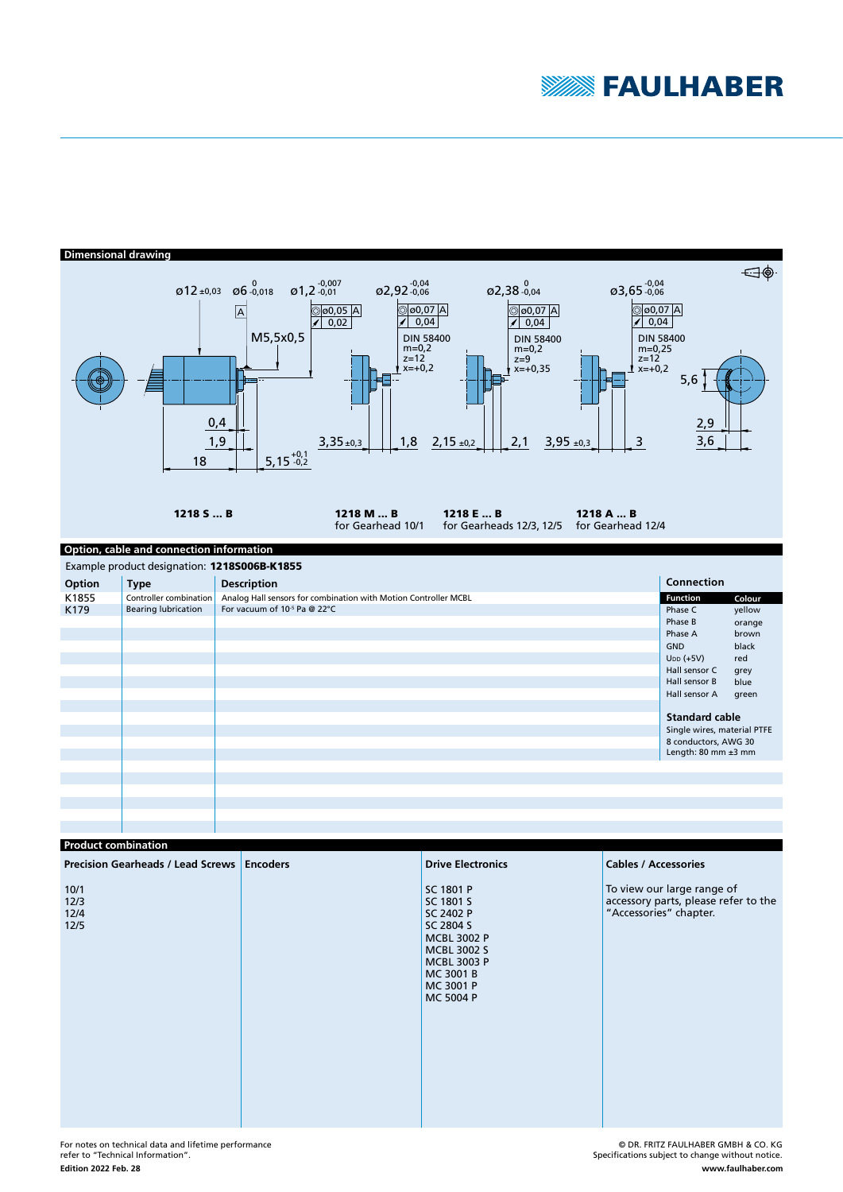## Dimensional drawing

ø12 ±0,03  ø6 0 -0,018  ø1,2 -0,007 -0,01  ø2,92 -0,04 -0,06  ø2,38 0 -0,04  ø3,65 -0,04 -0,06

A

ø0,05 A
0,02

ø0,07 A
0,04

ø0,07 A
0,04

ø0,07 A
0,04

M5,5x0,5

DIN 58400
m=0,2
z=12
x=+0,2

DIN 58400
m=0,2
z=9
x=+0,35

DIN 58400
m=0,25
z=12
x=+0,2

5,6

0,4
1,9
18
5,15 +0,1 -0,2

3,35 ±0,3  1,8  2,15 ±0,2  2,1  3,95 ±0,3  3

2,9
3,6

**1218 S ... B**

**1218 M ... B**
for Gearhead 10/1

**1218 E ... B**
for Gearheads 12/3, 12/5

**1218 A ... B**
for Gearhead 12/4

## Option, cable and connection information

Example product designation: **1218S006B-K1855**

| Option | Type | Description |
|---|---|---|
| K1855 | Controller combination | Analog Hall sensors for combination with Motion Controller MCBL |
| K179 | Bearing lubrication | For vacuum of $10^{-5}$ Pa @ 22°C |

### Connection

| Function | Colour |
|---|---|
| Phase C | yellow |
| Phase B | orange |
| Phase A | brown |
| GND | black |
| $U_{DD}$ (+5V) | red |
| Hall sensor C | grey |
| Hall sensor B | blue |
| Hall sensor A | green |

### Standard cable

Single wires, material PTFE
8 conductors, AWG 30
Length: 80 mm ±3 mm

## Product combination

| Precision Gearheads / Lead Screws | Encoders | Drive Electronics | Cables / Accessories |
|---|---|---|---|
| 10/1<br>12/3<br>12/4<br>12/5 | | SC 1801 P<br>SC 1801 S<br>SC 2402 P<br>SC 2804 S<br>MCBL 3002 P<br>MCBL 3002 S<br>MCBL 3003 P<br>MC 3001 B<br>MC 3001 P<br>MC 5004 P | To view our large range of accessory parts, please refer to the "Accessories" chapter. |

For notes on technical data and lifetime performance refer to "Technical Information".

**Edition 2022 Feb. 28**

© DR. FRITZ FAULHABER GMBH & CO. KG
Specifications subject to change without notice.
**www.faulhaber.com**